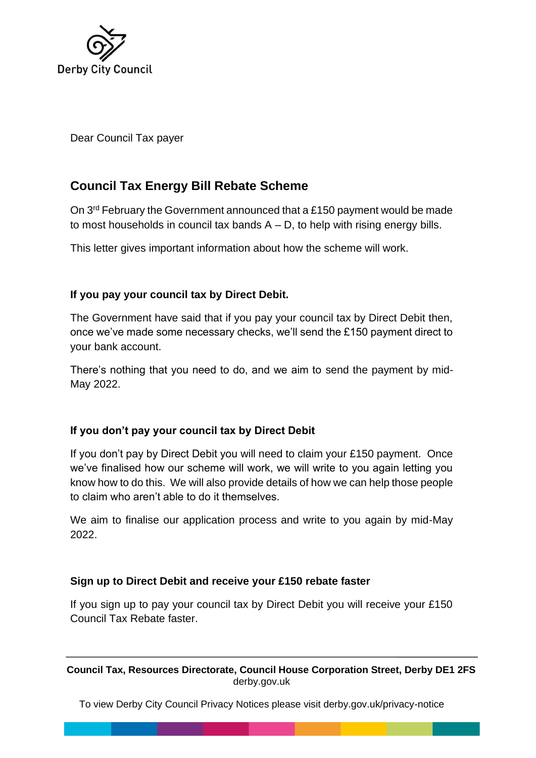Derby City Council

Dear Council Tax payer

## Council Tax Energy Bill Rebate Scheme

On 3rd February the Government announced that a £150 payment would be made to most households in council tax bands A – D, to help with rising energy bills.

This letter gives important information about how the scheme will work.

### If you pay your council tax by Direct Debit.

The Government have said that if you pay your council tax by Direct Debit then, once we've made some necessary checks, we'll send the £150 payment direct to your bank account.

There's nothing that you need to do, and we aim to send the payment by mid-May 2022.

### If you don't pay your council tax by Direct Debit

If you don't pay by Direct Debit you will need to claim your £150 payment. Once we've finalised how our scheme will work, we will write to you again letting you know how to do this. We will also provide details of how we can help those people to claim who aren't able to do it themselves.

We aim to finalise our application process and write to you again by mid-May 2022.

### Sign up to Direct Debit and receive your £150 rebate faster

If you sign up to pay your council tax by Direct Debit you will receive your £150 Council Tax Rebate faster.

**Council Tax, Resources Directorate, Council House Corporation Street, Derby DE1 2FS**
derby.gov.uk

To view Derby City Council Privacy Notices please visit derby.gov.uk/privacy-notice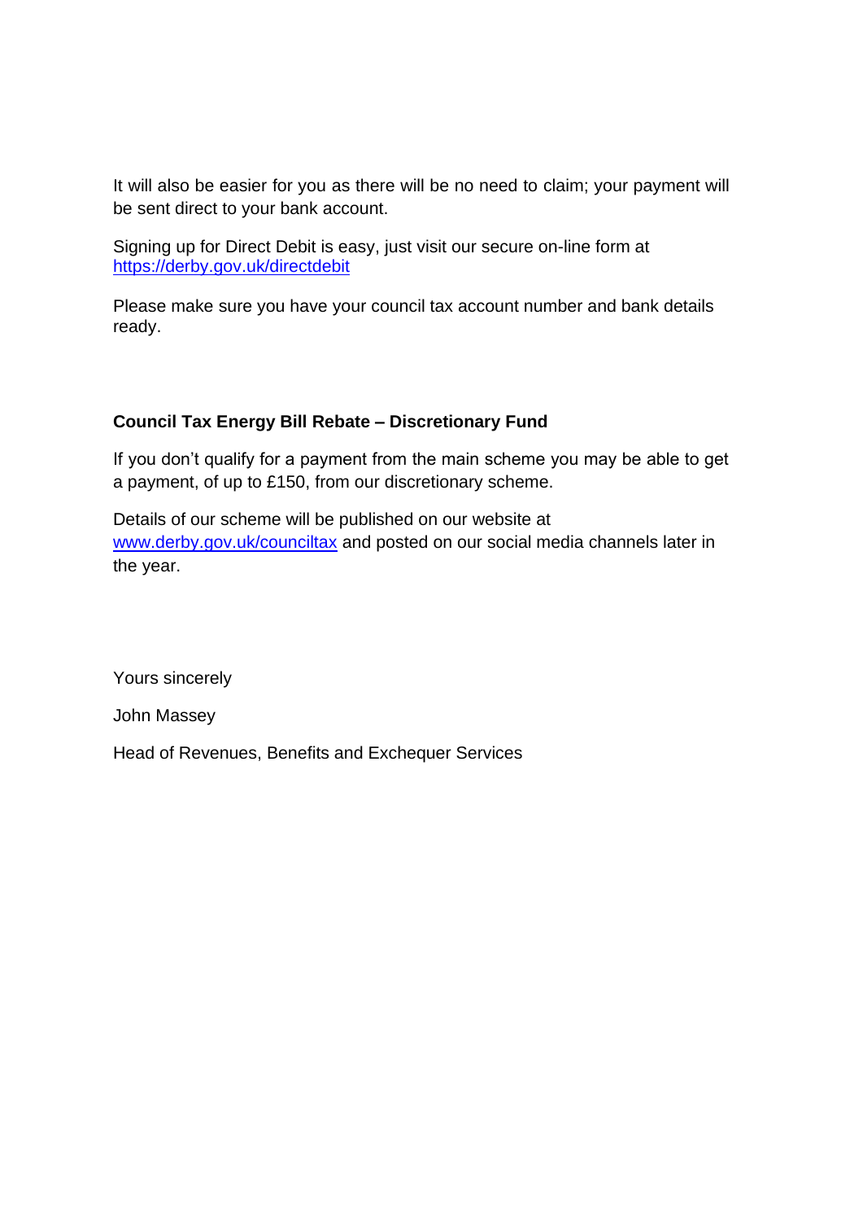It will also be easier for you as there will be no need to claim; your payment will be sent direct to your bank account.

Signing up for Direct Debit is easy, just visit our secure on-line form at https://derby.gov.uk/directdebit

Please make sure you have your council tax account number and bank details ready.

**Council Tax Energy Bill Rebate – Discretionary Fund**

If you don't qualify for a payment from the main scheme you may be able to get a payment, of up to £150, from our discretionary scheme.

Details of our scheme will be published on our website at www.derby.gov.uk/counciltax and posted on our social media channels later in the year.

Yours sincerely

John Massey

Head of Revenues, Benefits and Exchequer Services